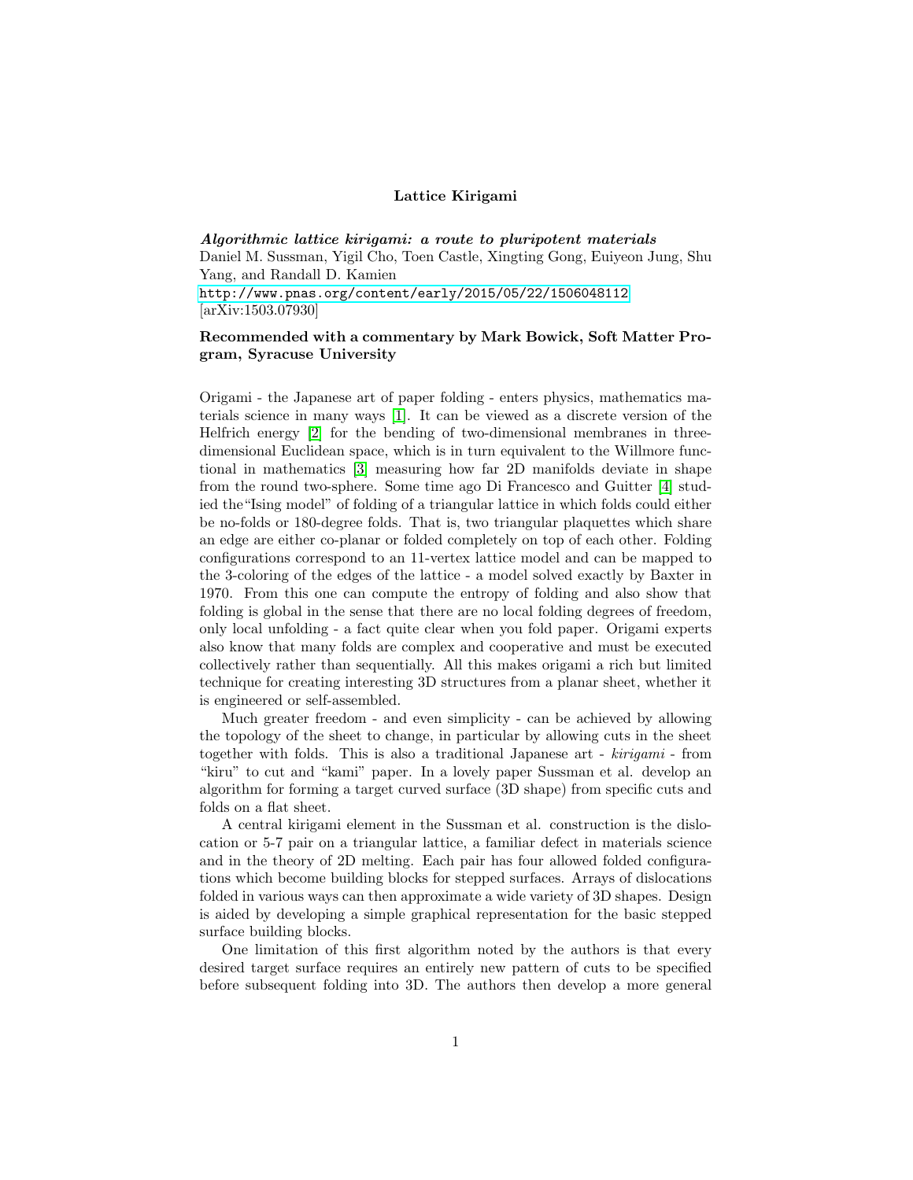**Lattice Kirigami**

***Algorithmic lattice kirigami: a route to pluripotent materials***
Daniel M. Sussman, Yigil Cho, Toen Castle, Xingting Gong, Euiyeon Jung, Shu Yang, and Randall D. Kamien
http://www.pnas.org/content/early/2015/05/22/1506048112
[arXiv:1503.07930]

**Recommended with a commentary by Mark Bowick, Soft Matter Program, Syracuse University**

Origami - the Japanese art of paper folding - enters physics, mathematics materials science in many ways [1]. It can be viewed as a discrete version of the Helfrich energy [2] for the bending of two-dimensional membranes in three-dimensional Euclidean space, which is in turn equivalent to the Willmore functional in mathematics [3] measuring how far 2D manifolds deviate in shape from the round two-sphere. Some time ago Di Francesco and Guitter [4] studied the"Ising model" of folding of a triangular lattice in which folds could either be no-folds or 180-degree folds. That is, two triangular plaquettes which share an edge are either co-planar or folded completely on top of each other. Folding configurations correspond to an 11-vertex lattice model and can be mapped to the 3-coloring of the edges of the lattice - a model solved exactly by Baxter in 1970. From this one can compute the entropy of folding and also show that folding is global in the sense that there are no local folding degrees of freedom, only local unfolding - a fact quite clear when you fold paper. Origami experts also know that many folds are complex and cooperative and must be executed collectively rather than sequentially. All this makes origami a rich but limited technique for creating interesting 3D structures from a planar sheet, whether it is engineered or self-assembled.

Much greater freedom - and even simplicity - can be achieved by allowing the topology of the sheet to change, in particular by allowing cuts in the sheet together with folds. This is also a traditional Japanese art - *kirigami* - from "kiru" to cut and "kami" paper. In a lovely paper Sussman et al. develop an algorithm for forming a target curved surface (3D shape) from specific cuts and folds on a flat sheet.

A central kirigami element in the Sussman et al. construction is the dislocation or 5-7 pair on a triangular lattice, a familiar defect in materials science and in the theory of 2D melting. Each pair has four allowed folded configurations which become building blocks for stepped surfaces. Arrays of dislocations folded in various ways can then approximate a wide variety of 3D shapes. Design is aided by developing a simple graphical representation for the basic stepped surface building blocks.

One limitation of this first algorithm noted by the authors is that every desired target surface requires an entirely new pattern of cuts to be specified before subsequent folding into 3D. The authors then develop a more general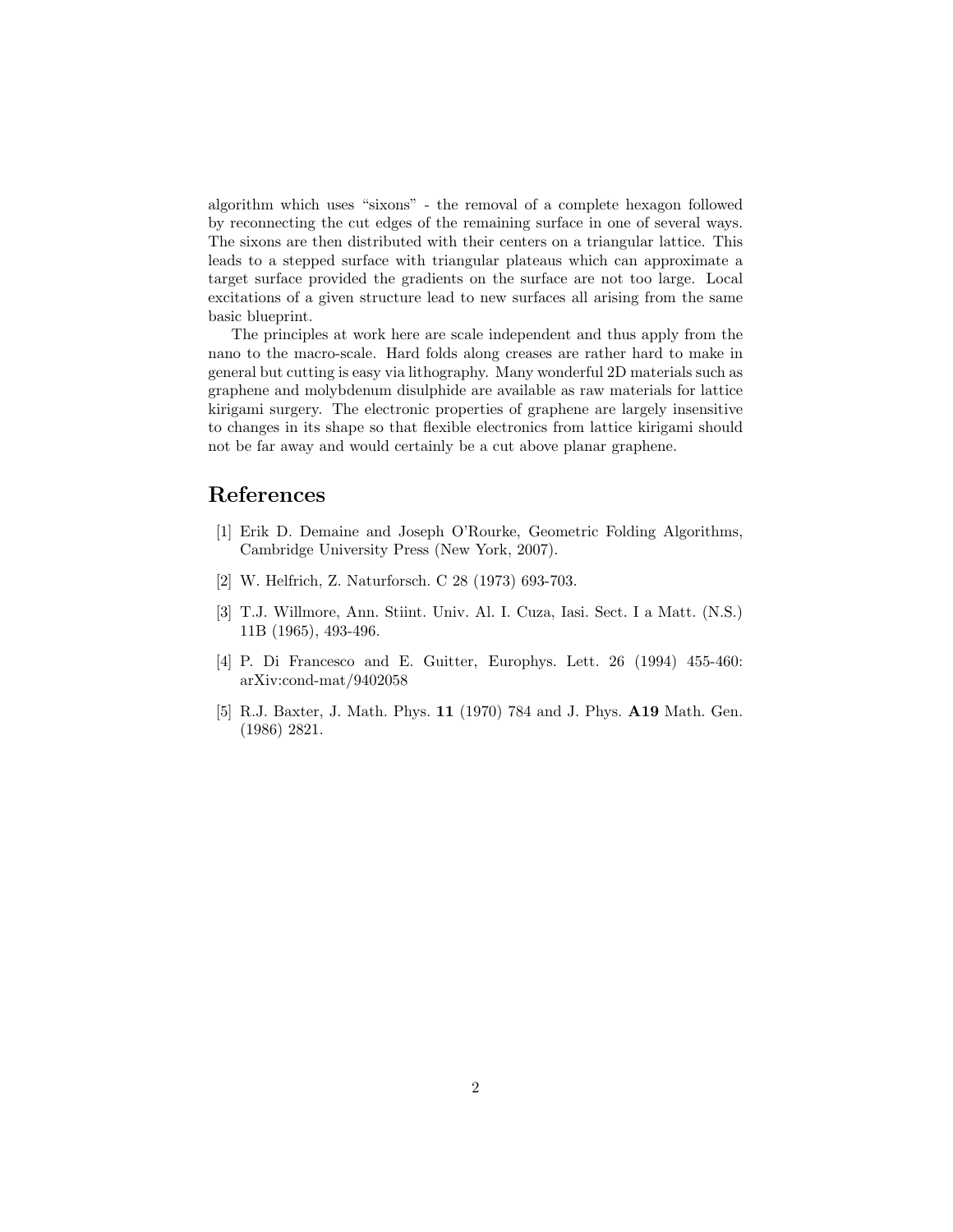algorithm which uses "sixons" - the removal of a complete hexagon followed by reconnecting the cut edges of the remaining surface in one of several ways. The sixons are then distributed with their centers on a triangular lattice. This leads to a stepped surface with triangular plateaus which can approximate a target surface provided the gradients on the surface are not too large. Local excitations of a given structure lead to new surfaces all arising from the same basic blueprint.

The principles at work here are scale independent and thus apply from the nano to the macro-scale. Hard folds along creases are rather hard to make in general but cutting is easy via lithography. Many wonderful 2D materials such as graphene and molybdenum disulphide are available as raw materials for lattice kirigami surgery. The electronic properties of graphene are largely insensitive to changes in its shape so that flexible electronics from lattice kirigami should not be far away and would certainly be a cut above planar graphene.

## References

[1] Erik D. Demaine and Joseph O'Rourke, Geometric Folding Algorithms, Cambridge University Press (New York, 2007).

[2] W. Helfrich, Z. Naturforsch. C 28 (1973) 693-703.

[3] T.J. Willmore, Ann. Stiint. Univ. Al. I. Cuza, Iasi. Sect. I a Matt. (N.S.) 11B (1965), 493-496.

[4] P. Di Francesco and E. Guitter, Europhys. Lett. 26 (1994) 455-460: arXiv:cond-mat/9402058

[5] R.J. Baxter, J. Math. Phys. **11** (1970) 784 and J. Phys. **A19** Math. Gen. (1986) 2821.